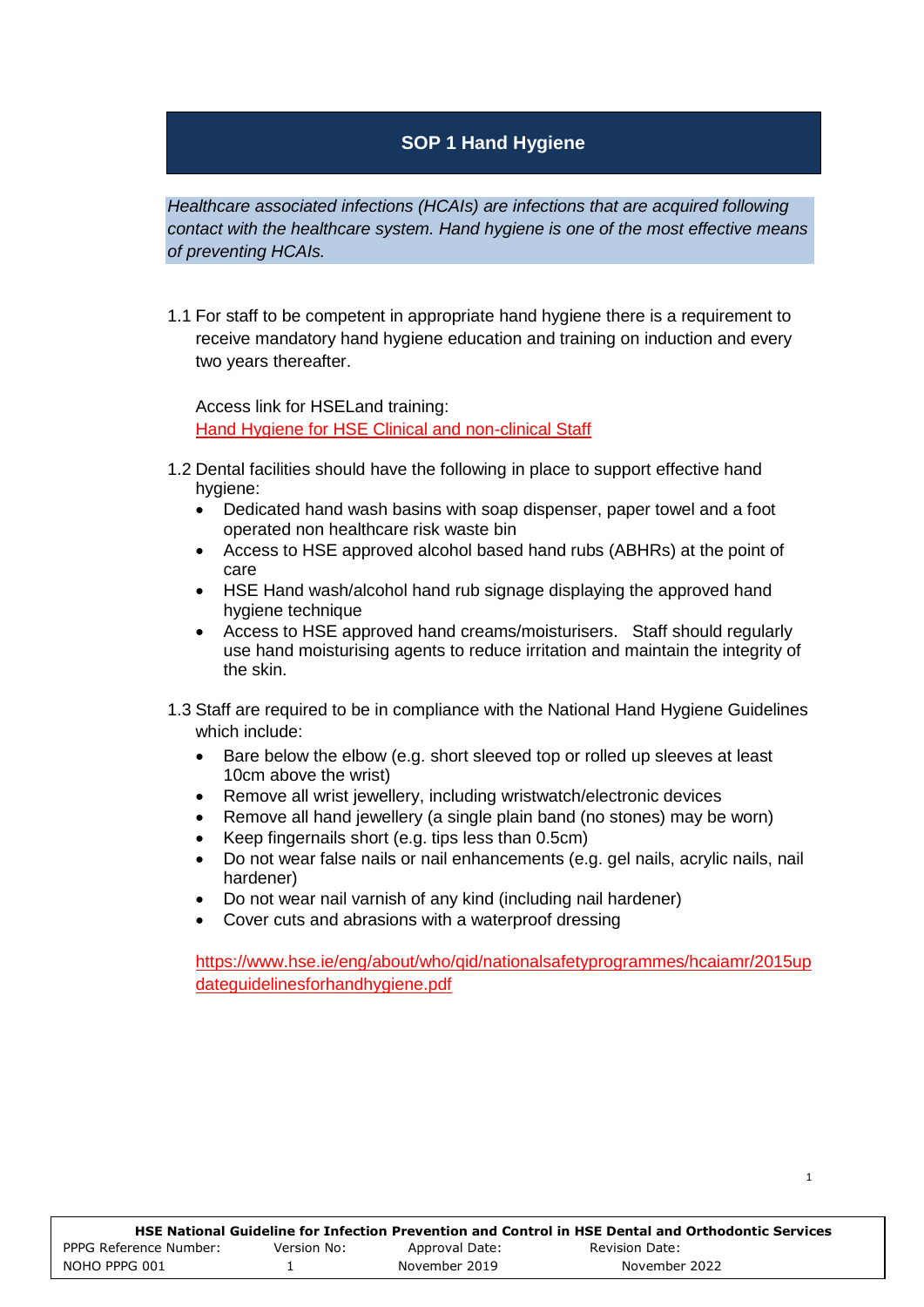# SOP 1 Hand Hygiene

*Healthcare associated infections (HCAIs) are infections that are acquired following contact with the healthcare system. Hand hygiene is one of the most effective means of preventing HCAIs.*

1.1 For staff to be competent in appropriate hand hygiene there is a requirement to receive mandatory hand hygiene education and training on induction and every two years thereafter.

Access link for HSELand training:
Hand Hygiene for HSE Clinical and non-clinical Staff

1.2 Dental facilities should have the following in place to support effective hand hygiene:

- Dedicated hand wash basins with soap dispenser, paper towel and a foot operated non healthcare risk waste bin
- Access to HSE approved alcohol based hand rubs (ABHRs) at the point of care
- HSE Hand wash/alcohol hand rub signage displaying the approved hand hygiene technique
- Access to HSE approved hand creams/moisturisers. Staff should regularly use hand moisturising agents to reduce irritation and maintain the integrity of the skin.

1.3 Staff are required to be in compliance with the National Hand Hygiene Guidelines which include:

- Bare below the elbow (e.g. short sleeved top or rolled up sleeves at least 10cm above the wrist)
- Remove all wrist jewellery, including wristwatch/electronic devices
- Remove all hand jewellery (a single plain band (no stones) may be worn)
- Keep fingernails short (e.g. tips less than 0.5cm)
- Do not wear false nails or nail enhancements (e.g. gel nails, acrylic nails, nail hardener)
- Do not wear nail varnish of any kind (including nail hardener)
- Cover cuts and abrasions with a waterproof dressing

https://www.hse.ie/eng/about/who/qid/nationalsafetyprogrammes/hcaiamr/2015updateguidelinesforhandhygiene.pdf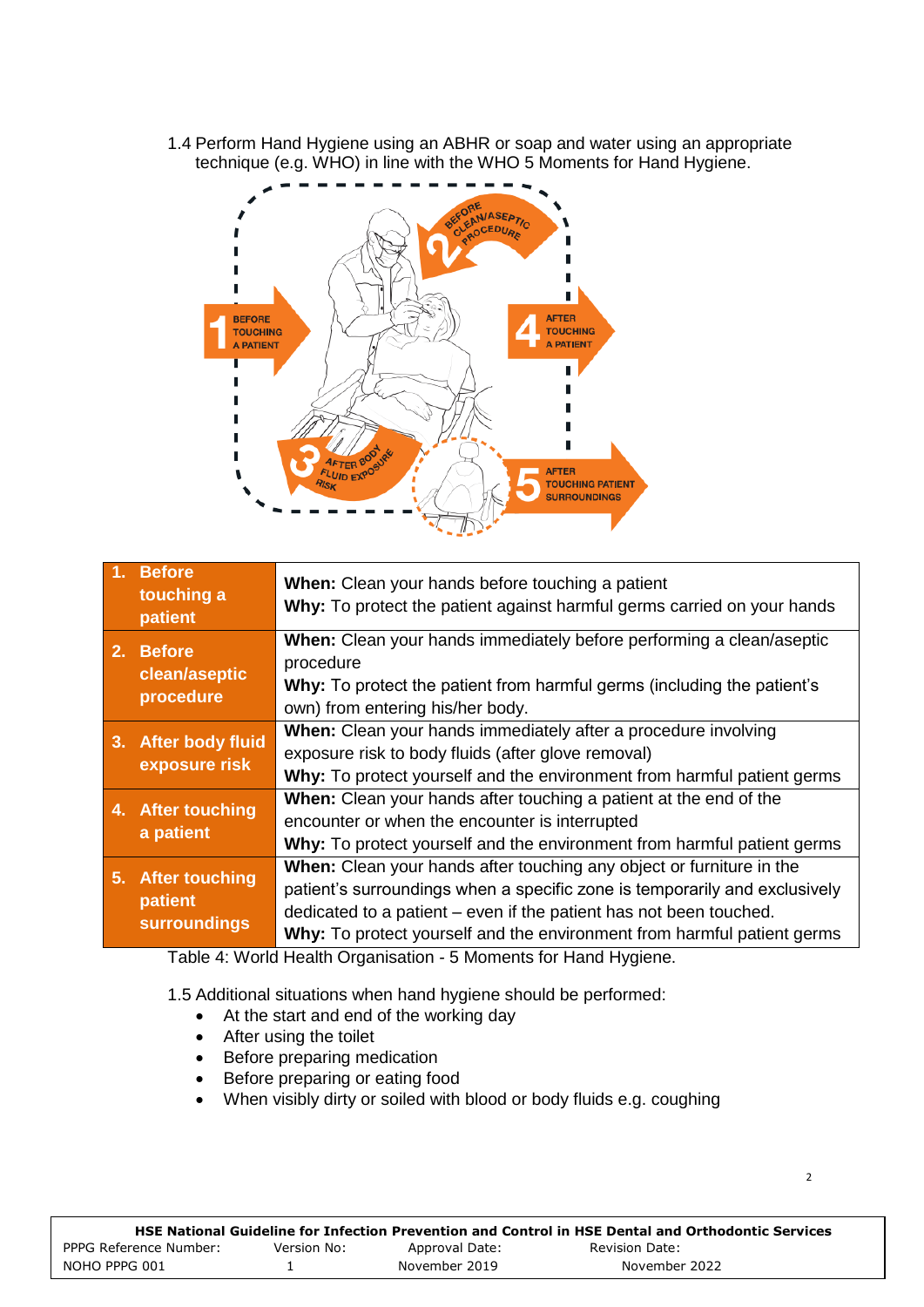1.4 Perform Hand Hygiene using an ABHR or soap and water using an appropriate technique (e.g. WHO) in line with the WHO 5 Moments for Hand Hygiene.

| | |
|---|---|
| **1. Before touching a patient** | **When:** Clean your hands before touching a patient<br>**Why:** To protect the patient against harmful germs carried on your hands |
| **2. Before clean/aseptic procedure** | **When:** Clean your hands immediately before performing a clean/aseptic procedure<br>**Why:** To protect the patient from harmful germs (including the patient's own) from entering his/her body. |
| **3. After body fluid exposure risk** | **When:** Clean your hands immediately after a procedure involving exposure risk to body fluids (after glove removal)<br>**Why:** To protect yourself and the environment from harmful patient germs |
| **4. After touching a patient** | **When:** Clean your hands after touching a patient at the end of the encounter or when the encounter is interrupted<br>**Why:** To protect yourself and the environment from harmful patient germs |
| **5. After touching patient surroundings** | **When:** Clean your hands after touching any object or furniture in the patient's surroundings when a specific zone is temporarily and exclusively dedicated to a patient – even if the patient has not been touched.<br>**Why:** To protect yourself and the environment from harmful patient germs |

Table 4: World Health Organisation - 5 Moments for Hand Hygiene.

1.5 Additional situations when hand hygiene should be performed:

- At the start and end of the working day
- After using the toilet
- Before preparing medication
- Before preparing or eating food
- When visibly dirty or soiled with blood or body fluids e.g. coughing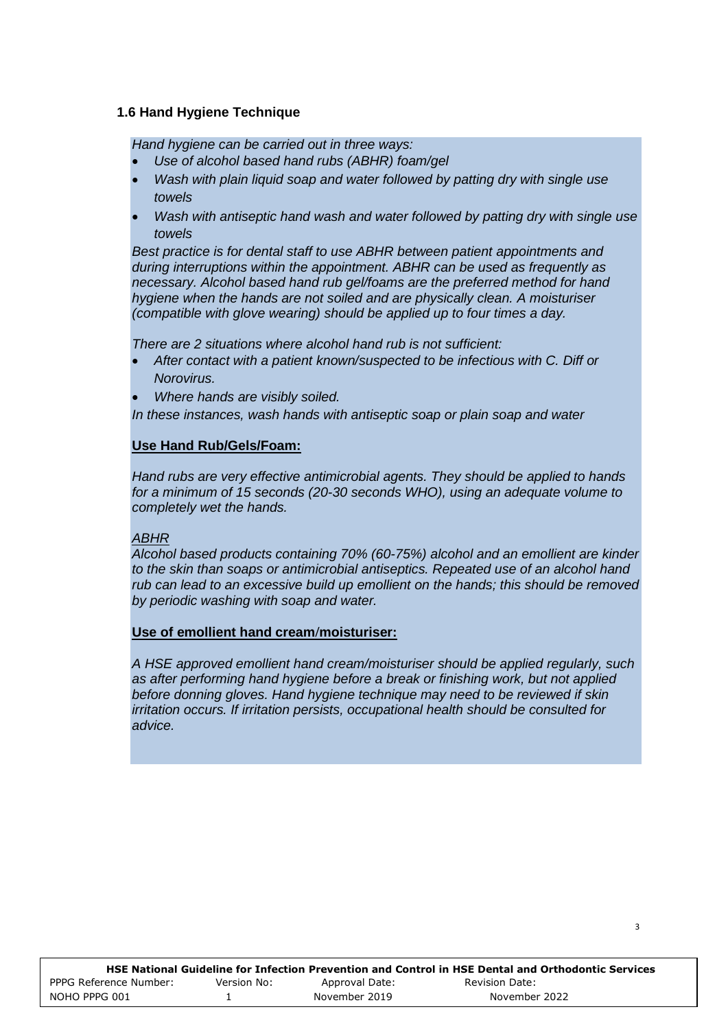### 1.6 Hand Hygiene Technique

*Hand hygiene can be carried out in three ways:*

- *Use of alcohol based hand rubs (ABHR) foam/gel*
- *Wash with plain liquid soap and water followed by patting dry with single use towels*
- *Wash with antiseptic hand wash and water followed by patting dry with single use towels*

*Best practice is for dental staff to use ABHR between patient appointments and during interruptions within the appointment. ABHR can be used as frequently as necessary. Alcohol based hand rub gel/foams are the preferred method for hand hygiene when the hands are not soiled and are physically clean. A moisturiser (compatible with glove wearing) should be applied up to four times a day.*

*There are 2 situations where alcohol hand rub is not sufficient:*

- *After contact with a patient known/suspected to be infectious with C. Diff or Norovirus.*
- *Where hands are visibly soiled.*

*In these instances, wash hands with antiseptic soap or plain soap and water*

**Use Hand Rub/Gels/Foam:**

*Hand rubs are very effective antimicrobial agents. They should be applied to hands for a minimum of 15 seconds (20-30 seconds WHO), using an adequate volume to completely wet the hands.*

*ABHR*

*Alcohol based products containing 70% (60-75%) alcohol and an emollient are kinder to the skin than soaps or antimicrobial antiseptics. Repeated use of an alcohol hand rub can lead to an excessive build up emollient on the hands; this should be removed by periodic washing with soap and water.*

**Use of emollient hand cream/moisturiser:**

*A HSE approved emollient hand cream/moisturiser should be applied regularly, such as after performing hand hygiene before a break or finishing work, but not applied before donning gloves. Hand hygiene technique may need to be reviewed if skin irritation occurs. If irritation persists, occupational health should be consulted for advice.*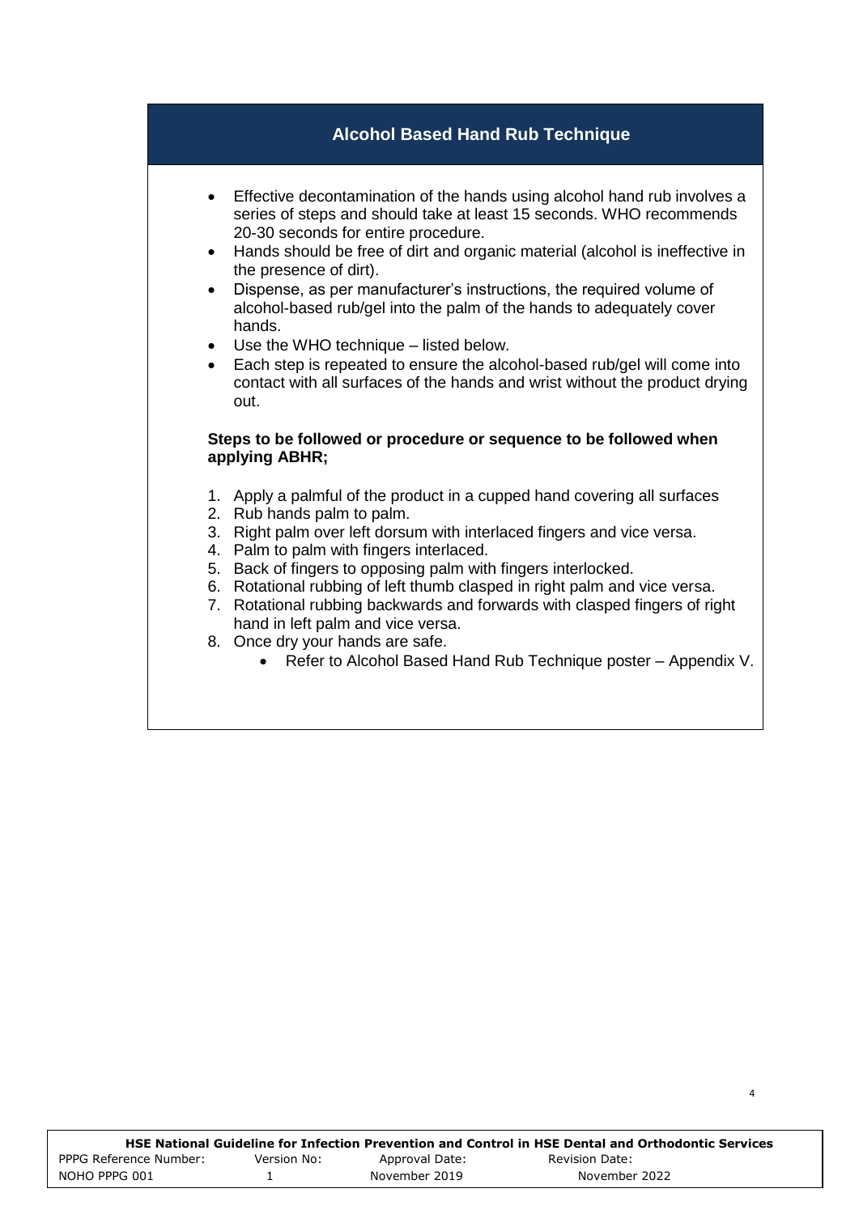## Alcohol Based Hand Rub Technique

- Effective decontamination of the hands using alcohol hand rub involves a series of steps and should take at least 15 seconds. WHO recommends 20-30 seconds for entire procedure.
- Hands should be free of dirt and organic material (alcohol is ineffective in the presence of dirt).
- Dispense, as per manufacturer's instructions, the required volume of alcohol-based rub/gel into the palm of the hands to adequately cover hands.
- Use the WHO technique – listed below.
- Each step is repeated to ensure the alcohol-based rub/gel will come into contact with all surfaces of the hands and wrist without the product drying out.

**Steps to be followed or procedure or sequence to be followed when applying ABHR;**

1. Apply a palmful of the product in a cupped hand covering all surfaces
2. Rub hands palm to palm.
3. Right palm over left dorsum with interlaced fingers and vice versa.
4. Palm to palm with fingers interlaced.
5. Back of fingers to opposing palm with fingers interlocked.
6. Rotational rubbing of left thumb clasped in right palm and vice versa.
7. Rotational rubbing backwards and forwards with clasped fingers of right hand in left palm and vice versa.
8. Once dry your hands are safe.
    - Refer to Alcohol Based Hand Rub Technique poster – Appendix V.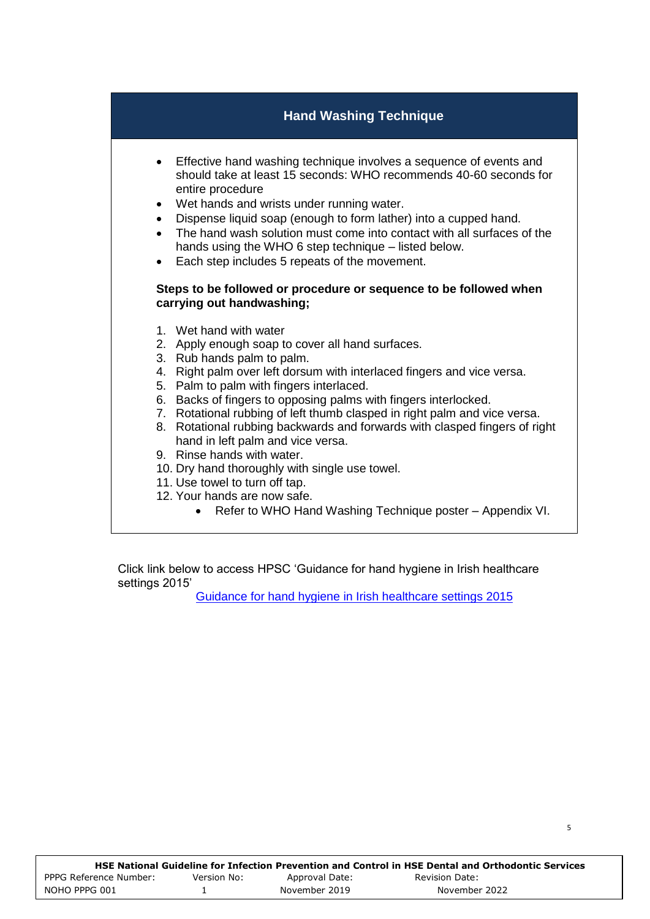## Hand Washing Technique

- Effective hand washing technique involves a sequence of events and should take at least 15 seconds: WHO recommends 40-60 seconds for entire procedure
- Wet hands and wrists under running water.
- Dispense liquid soap (enough to form lather) into a cupped hand.
- The hand wash solution must come into contact with all surfaces of the hands using the WHO 6 step technique – listed below.
- Each step includes 5 repeats of the movement.

**Steps to be followed or procedure or sequence to be followed when carrying out handwashing;**

1. Wet hand with water
2. Apply enough soap to cover all hand surfaces.
3. Rub hands palm to palm.
4. Right palm over left dorsum with interlaced fingers and vice versa.
5. Palm to palm with fingers interlaced.
6. Backs of fingers to opposing palms with fingers interlocked.
7. Rotational rubbing of left thumb clasped in right palm and vice versa.
8. Rotational rubbing backwards and forwards with clasped fingers of right hand in left palm and vice versa.
9. Rinse hands with water.
10. Dry hand thoroughly with single use towel.
11. Use towel to turn off tap.
12. Your hands are now safe.
    - Refer to WHO Hand Washing Technique poster – Appendix VI.

Click link below to access HPSC 'Guidance for hand hygiene in Irish healthcare settings 2015'

Guidance for hand hygiene in Irish healthcare settings 2015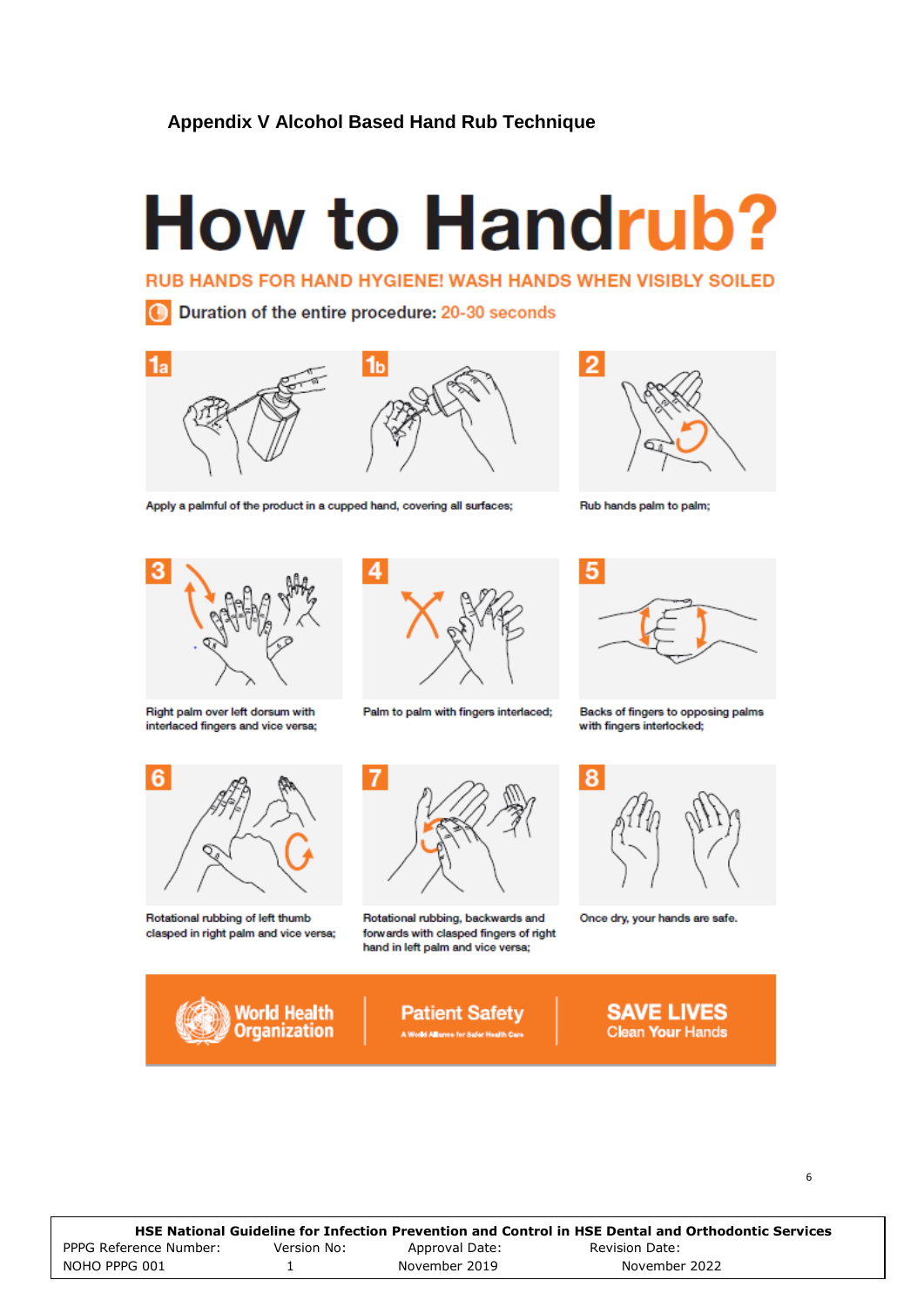## Appendix V Alcohol Based Hand Rub Technique

# How to Handrub?

**RUB HANDS FOR HAND HYGIENE! WASH HANDS WHEN VISIBLY SOILED**

**Duration of the entire procedure: 20-30 seconds**

1a / 1b. Apply a palmful of the product in a cupped hand, covering all surfaces;

2. Rub hands palm to palm;

3. Right palm over left dorsum with interlaced fingers and vice versa;

4. Palm to palm with fingers interlaced;

5. Backs of fingers to opposing palms with fingers interlocked;

6. Rotational rubbing of left thumb clasped in right palm and vice versa;

7. Rotational rubbing, backwards and forwards with clasped fingers of right hand in left palm and vice versa;

8. Once dry, your hands are safe.

World Health Organization | Patient Safety — A World Alliance for Safer Health Care | SAVE LIVES Clean Your Hands

| HSE National Guideline for Infection Prevention and Control in HSE Dental and Orthodontic Services | | | |
|---|---|---|---|
| PPPG Reference Number: | Version No: | Approval Date: | Revision Date: |
| NOHO PPPG 001 | 1 | November 2019 | November 2022 |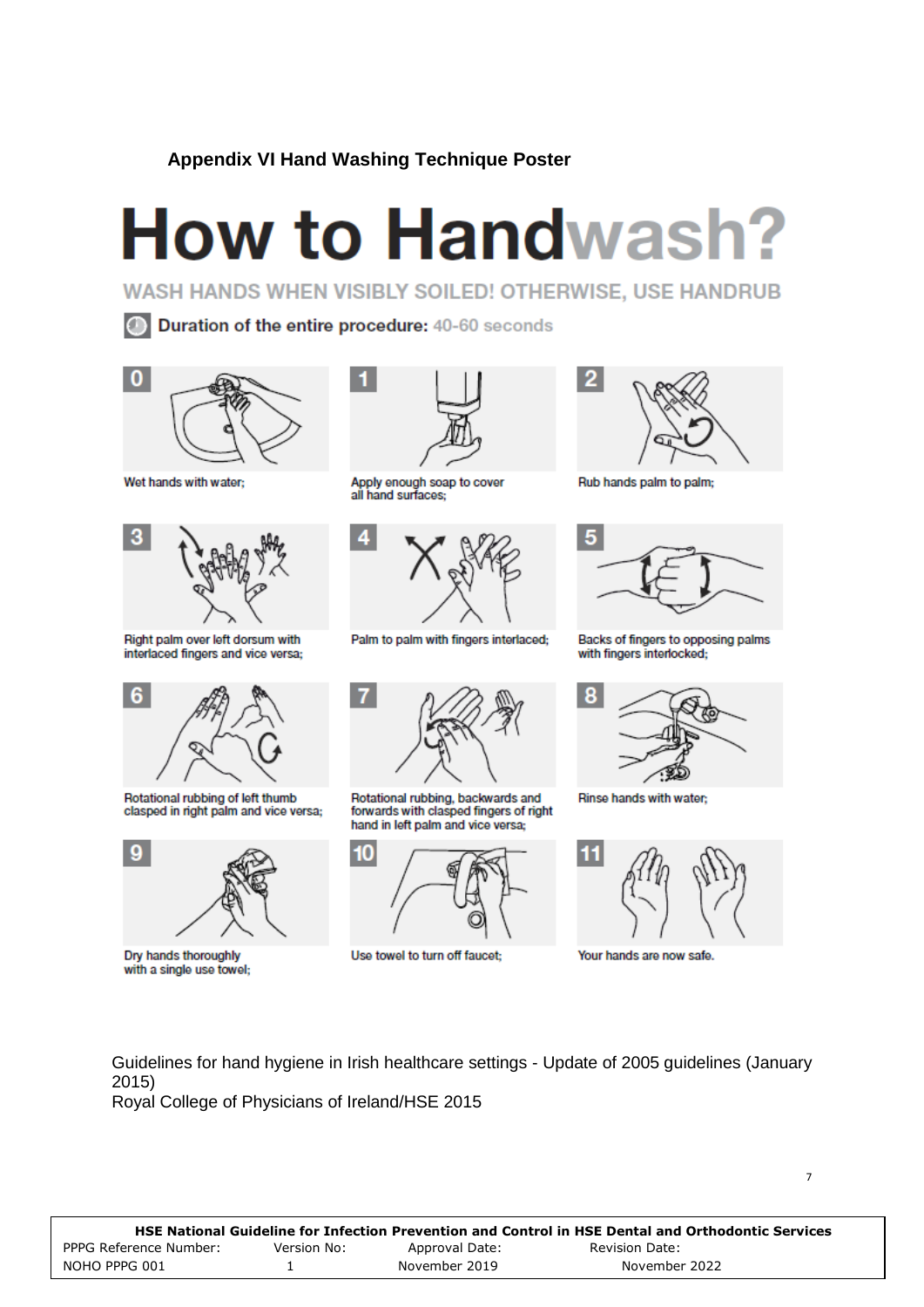**Appendix VI Hand Washing Technique Poster**

# How to Handwash?

WASH HANDS WHEN VISIBLY SOILED! OTHERWISE, USE HANDRUB

**Duration of the entire procedure:** 40-60 seconds

0 Wet hands with water;

1 Apply enough soap to cover all hand surfaces;

2 Rub hands palm to palm;

3 Right palm over left dorsum with interlaced fingers and vice versa;

4 Palm to palm with fingers interlaced;

5 Backs of fingers to opposing palms with fingers interlocked;

6 Rotational rubbing of left thumb clasped in right palm and vice versa;

7 Rotational rubbing, backwards and forwards with clasped fingers of right hand in left palm and vice versa;

8 Rinse hands with water;

9 Dry hands thoroughly with a single use towel;

10 Use towel to turn off faucet;

11 Your hands are now safe.

Guidelines for hand hygiene in Irish healthcare settings - Update of 2005 guidelines (January 2015)
Royal College of Physicians of Ireland/HSE 2015

| HSE National Guideline for Infection Prevention and Control in HSE Dental and Orthodontic Services | | | |
|---|---|---|---|
| PPPG Reference Number: | Version No: | Approval Date: | Revision Date: |
| NOHO PPPG 001 | 1 | November 2019 | November 2022 |